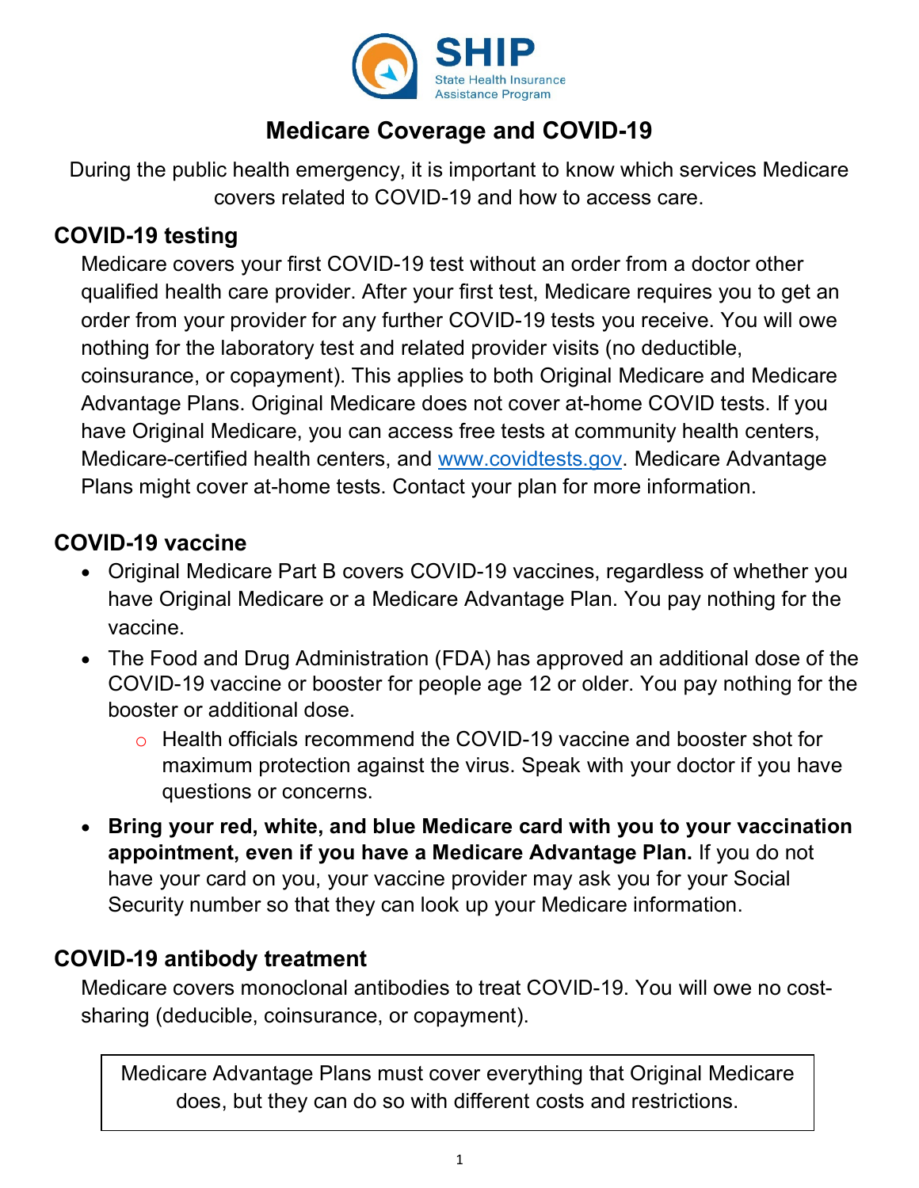SHIP
State Health Insurance Assistance Program

# Medicare Coverage and COVID-19

During the public health emergency, it is important to know which services Medicare covers related to COVID-19 and how to access care.

## COVID-19 testing

Medicare covers your first COVID-19 test without an order from a doctor other qualified health care provider. After your first test, Medicare requires you to get an order from your provider for any further COVID-19 tests you receive. You will owe nothing for the laboratory test and related provider visits (no deductible, coinsurance, or copayment). This applies to both Original Medicare and Medicare Advantage Plans. Original Medicare does not cover at-home COVID tests. If you have Original Medicare, you can access free tests at community health centers, Medicare-certified health centers, and [www.covidtests.gov](http://www.covidtests.gov). Medicare Advantage Plans might cover at-home tests. Contact your plan for more information.

## COVID-19 vaccine

- Original Medicare Part B covers COVID-19 vaccines, regardless of whether you have Original Medicare or a Medicare Advantage Plan. You pay nothing for the vaccine.
- The Food and Drug Administration (FDA) has approved an additional dose of the COVID-19 vaccine or booster for people age 12 or older. You pay nothing for the booster or additional dose.
  - Health officials recommend the COVID-19 vaccine and booster shot for maximum protection against the virus. Speak with your doctor if you have questions or concerns.
- **Bring your red, white, and blue Medicare card with you to your vaccination appointment, even if you have a Medicare Advantage Plan.** If you do not have your card on you, your vaccine provider may ask you for your Social Security number so that they can look up your Medicare information.

## COVID-19 antibody treatment

Medicare covers monoclonal antibodies to treat COVID-19. You will owe no cost-sharing (deducible, coinsurance, or copayment).

> Medicare Advantage Plans must cover everything that Original Medicare does, but they can do so with different costs and restrictions.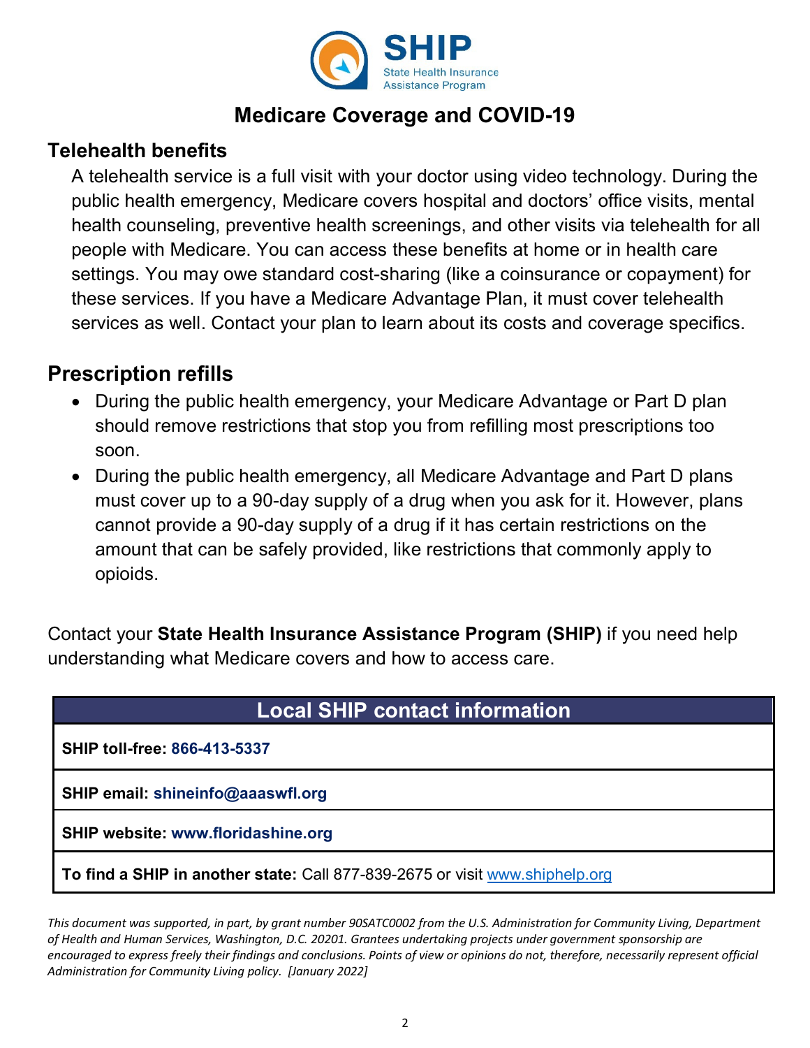SHIP
State Health Insurance Assistance Program

# Medicare Coverage and COVID-19

## Telehealth benefits

A telehealth service is a full visit with your doctor using video technology. During the public health emergency, Medicare covers hospital and doctors' office visits, mental health counseling, preventive health screenings, and other visits via telehealth for all people with Medicare. You can access these benefits at home or in health care settings. You may owe standard cost-sharing (like a coinsurance or copayment) for these services. If you have a Medicare Advantage Plan, it must cover telehealth services as well. Contact your plan to learn about its costs and coverage specifics.

## Prescription refills

- During the public health emergency, your Medicare Advantage or Part D plan should remove restrictions that stop you from refilling most prescriptions too soon.
- During the public health emergency, all Medicare Advantage and Part D plans must cover up to a 90-day supply of a drug when you ask for it. However, plans cannot provide a 90-day supply of a drug if it has certain restrictions on the amount that can be safely provided, like restrictions that commonly apply to opioids.

Contact your **State Health Insurance Assistance Program (SHIP)** if you need help understanding what Medicare covers and how to access care.

| Local SHIP contact information |
|---|
| **SHIP toll-free:** 866-413-5337 |
| **SHIP email:** shineinfo@aaaswfl.org |
| **SHIP website:** www.floridashine.org |
| **To find a SHIP in another state:** Call 877-839-2675 or visit www.shiphelp.org |

*This document was supported, in part, by grant number 90SATC0002 from the U.S. Administration for Community Living, Department of Health and Human Services, Washington, D.C. 20201. Grantees undertaking projects under government sponsorship are encouraged to express freely their findings and conclusions. Points of view or opinions do not, therefore, necessarily represent official Administration for Community Living policy. [January 2022]*